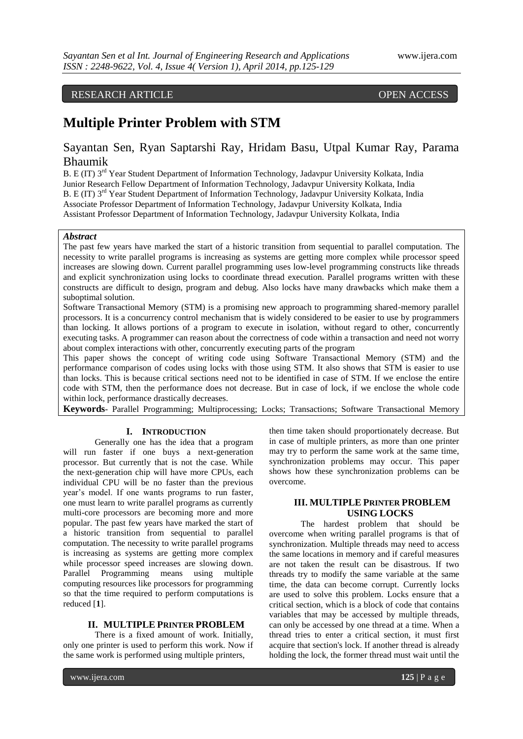RESEARCH ARTICLE OPEN ACCESS

# Multiple Printer Problem with STM

## Sayantan Sen, Ryan Saptarshi Ray, Hridam Basu, Utpal Kumar Ray, Parama Bhaumik

B. E (IT) 3rd Year Student Department of Information Technology, Jadavpur University Kolkata, India
Junior Research Fellow Department of Information Technology, Jadavpur University Kolkata, India
B. E (IT) 3rd Year Student Department of Information Technology, Jadavpur University Kolkata, India
Associate Professor Department of Information Technology, Jadavpur University Kolkata, India
Assistant Professor Department of Information Technology, Jadavpur University Kolkata, India

***Abstract***

The past few years have marked the start of a historic transition from sequential to parallel computation. The necessity to write parallel programs is increasing as systems are getting more complex while processor speed increases are slowing down. Current parallel programming uses low-level programming constructs like threads and explicit synchronization using locks to coordinate thread execution. Parallel programs written with these constructs are difficult to design, program and debug. Also locks have many drawbacks which make them a suboptimal solution.

Software Transactional Memory (STM) is a promising new approach to programming shared-memory parallel processors. It is a concurrency control mechanism that is widely considered to be easier to use by programmers than locking. It allows portions of a program to execute in isolation, without regard to other, concurrently executing tasks. A programmer can reason about the correctness of code within a transaction and need not worry about complex interactions with other, concurrently executing parts of the program

This paper shows the concept of writing code using Software Transactional Memory (STM) and the performance comparison of codes using locks with those using STM. It also shows that STM is easier to use than locks. This is because critical sections need not to be identified in case of STM. If we enclose the entire code with STM, then the performance does not decrease. But in case of lock, if we enclose the whole code within lock, performance drastically decreases.

**Keywords**- Parallel Programming; Multiprocessing; Locks; Transactions; Software Transactional Memory

## I. INTRODUCTION

Generally one has the idea that a program will run faster if one buys a next-generation processor. But currently that is not the case. While the next-generation chip will have more CPUs, each individual CPU will be no faster than the previous year's model. If one wants programs to run faster, one must learn to write parallel programs as currently multi-core processors are becoming more and more popular. The past few years have marked the start of a historic transition from sequential to parallel computation. The necessity to write parallel programs is increasing as systems are getting more complex while processor speed increases are slowing down. Parallel Programming means using multiple computing resources like processors for programming so that the time required to perform computations is reduced [**1**].

## II. MULTIPLE PRINTER PROBLEM

There is a fixed amount of work. Initially, only one printer is used to perform this work. Now if the same work is performed using multiple printers, then time taken should proportionately decrease. But in case of multiple printers, as more than one printer may try to perform the same work at the same time, synchronization problems may occur. This paper shows how these synchronization problems can be overcome.

## III. MULTIPLE PRINTER PROBLEM USING LOCKS

The hardest problem that should be overcome when writing parallel programs is that of synchronization. Multiple threads may need to access the same locations in memory and if careful measures are not taken the result can be disastrous. If two threads try to modify the same variable at the same time, the data can become corrupt. Currently locks are used to solve this problem. Locks ensure that a critical section, which is a block of code that contains variables that may be accessed by multiple threads, can only be accessed by one thread at a time. When a thread tries to enter a critical section, it must first acquire that section's lock. If another thread is already holding the lock, the former thread must wait until the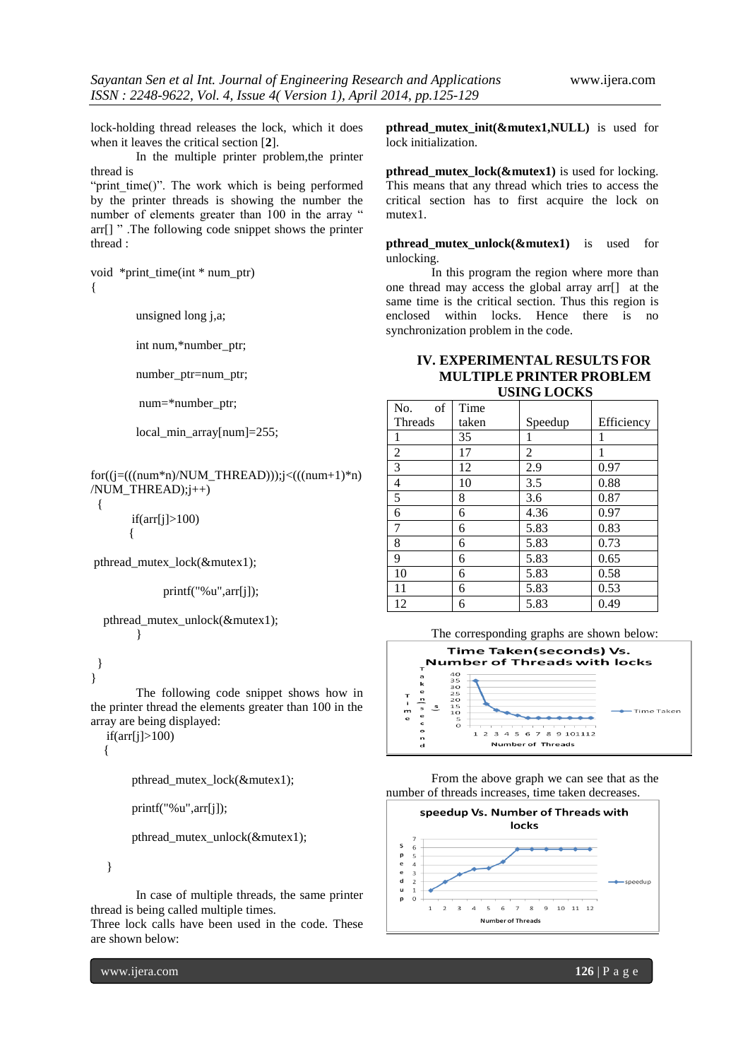lock-holding thread releases the lock, which it does when it leaves the critical section [2].

In the multiple printer problem,the printer thread is "print_time()". The work which is being performed by the printer threads is showing the number the number of elements greater than 100 in the array " arr[] " .The following code snippet shows the printer thread :

```
void  *print_time(int * num_ptr)
{

        unsigned long j,a;

        int num,*number_ptr;

        number_ptr=num_ptr;

         num=*number_ptr;

        local_min_array[num]=255;


for((j=(((num*n)/NUM_THREAD)));j<(((num+1)*n)/NUM_THREAD);j++)
 {
        if(arr[j]>100)
       {

 pthread_mutex_lock(&mutex1);

              printf("%u",arr[j]);

   pthread_mutex_unlock(&mutex1);
         }

 }
}
```

The following code snippet shows how in the printer thread the elements greater than 100 in the array are being displayed:

```
    if(arr[j]>100)
    {

        pthread_mutex_lock(&mutex1);

        printf("%u",arr[j]);

        pthread_mutex_unlock(&mutex1);

    }
```

In case of multiple threads, the same printer thread is being called multiple times.
Three lock calls have been used in the code. These are shown below:

**pthread_mutex_init(&mutex1,NULL)** is used for lock initialization.

**pthread_mutex_lock(&mutex1)** is used for locking. This means that any thread which tries to access the critical section has to first acquire the lock on mutex1.

**pthread_mutex_unlock(&mutex1)** is used for unlocking.

In this program the region where more than one thread may access the global array arr[] at the same time is the critical section. Thus this region is enclosed within locks. Hence there is no synchronization problem in the code.

## IV. EXPERIMENTAL RESULTS FOR MULTIPLE PRINTER PROBLEM USING LOCKS

| No. of Threads | Time taken | Speedup | Efficiency |
|---|---|---|---|
| 1 | 35 | 1 | 1 |
| 2 | 17 | 2 | 1 |
| 3 | 12 | 2.9 | 0.97 |
| 4 | 10 | 3.5 | 0.88 |
| 5 | 8 | 3.6 | 0.87 |
| 6 | 6 | 4.36 | 0.97 |
| 7 | 6 | 5.83 | 0.83 |
| 8 | 6 | 5.83 | 0.73 |
| 9 | 6 | 5.83 | 0.65 |
| 10 | 6 | 5.83 | 0.58 |
| 11 | 6 | 5.83 | 0.53 |
| 12 | 6 | 5.83 | 0.49 |

The corresponding graphs are shown below:

From the above graph we can see that as the number of threads increases, time taken decreases.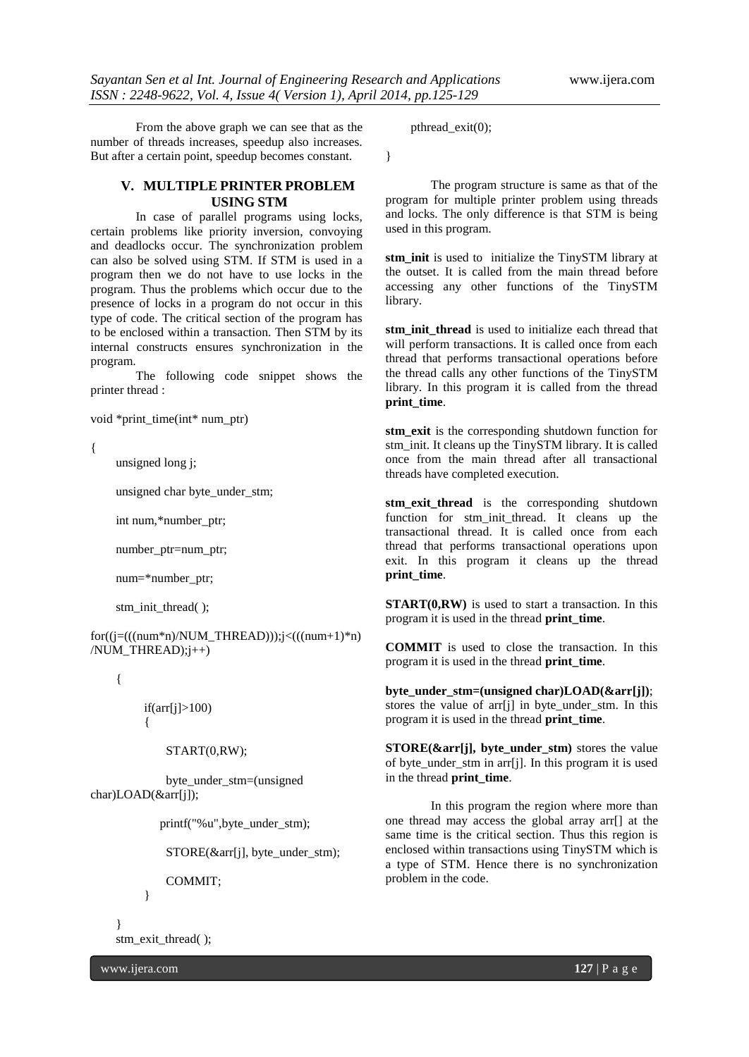From the above graph we can see that as the number of threads increases, speedup also increases. But after a certain point, speedup becomes constant.

## V. MULTIPLE PRINTER PROBLEM USING STM

In case of parallel programs using locks, certain problems like priority inversion, convoying and deadlocks occur. The synchronization problem can also be solved using STM. If STM is used in a program then we do not have to use locks in the program. Thus the problems which occur due to the presence of locks in a program do not occur in this type of code. The critical section of the program has to be enclosed within a transaction. Then STM by its internal constructs ensures synchronization in the program.

The following code snippet shows the printer thread :

```
void *print_time(int* num_ptr)

{
    unsigned long j;

    unsigned char byte_under_stm;

    int num,*number_ptr;

    number_ptr=num_ptr;

    num=*number_ptr;

    stm_init_thread( );

for((j=(((num*n)/NUM_THREAD)));j<(((num+1)*n)/NUM_THREAD);j++)

    {

        if(arr[j]>100)
        {

            START(0,RW);

            byte_under_stm=(unsigned char)LOAD(&arr[j]);

            printf("%u",byte_under_stm);

            STORE(&arr[j], byte_under_stm);

            COMMIT;
        }

    }
    stm_exit_thread( );

    pthread_exit(0);

}
```

The program structure is same as that of the program for multiple printer problem using threads and locks. The only difference is that STM is being used in this program.

**stm_init** is used to initialize the TinySTM library at the outset. It is called from the main thread before accessing any other functions of the TinySTM library.

**stm_init_thread** is used to initialize each thread that will perform transactions. It is called once from each thread that performs transactional operations before the thread calls any other functions of the TinySTM library. In this program it is called from the thread **print_time**.

**stm_exit** is the corresponding shutdown function for stm_init. It cleans up the TinySTM library. It is called once from the main thread after all transactional threads have completed execution.

**stm_exit_thread** is the corresponding shutdown function for stm_init_thread. It cleans up the transactional thread. It is called once from each thread that performs transactional operations upon exit. In this program it cleans up the thread **print_time**.

**START(0,RW)** is used to start a transaction. In this program it is used in the thread **print_time**.

**COMMIT** is used to close the transaction. In this program it is used in the thread **print_time**.

**byte_under_stm=(unsigned char)LOAD(&arr[j])**; stores the value of arr[j] in byte_under_stm. In this program it is used in the thread **print_time**.

**STORE(&arr[j], byte_under_stm)** stores the value of byte_under_stm in arr[j]. In this program it is used in the thread **print_time**.

In this program the region where more than one thread may access the global array arr[] at the same time is the critical section. Thus this region is enclosed within transactions using TinySTM which is a type of STM. Hence there is no synchronization problem in the code.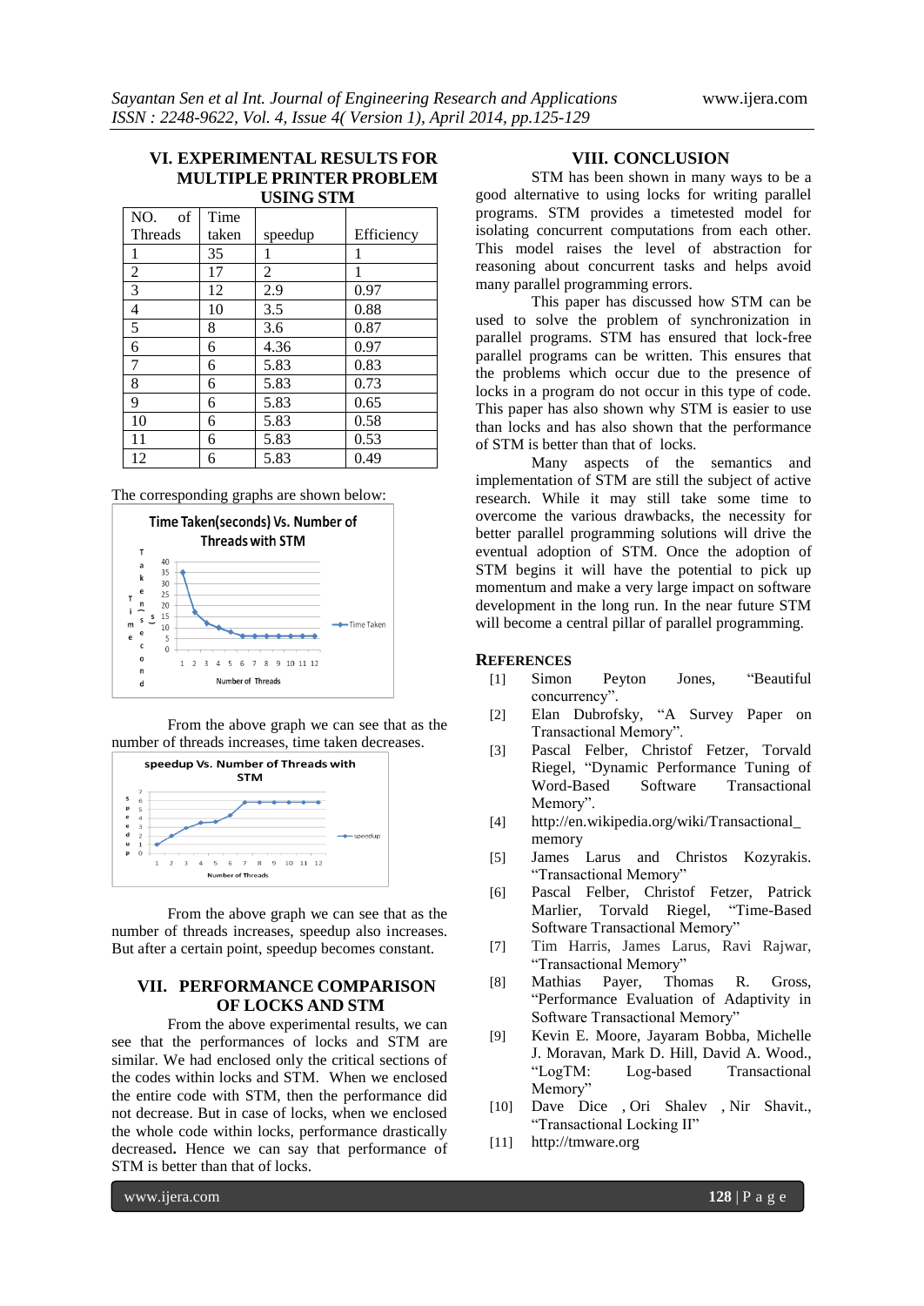## VI. EXPERIMENTAL RESULTS FOR MULTIPLE PRINTER PROBLEM USING STM

| NO. of Threads | Time taken | speedup | Efficiency |
|---|---|---|---|
| 1 | 35 | 1 | 1 |
| 2 | 17 | 2 | 1 |
| 3 | 12 | 2.9 | 0.97 |
| 4 | 10 | 3.5 | 0.88 |
| 5 | 8 | 3.6 | 0.87 |
| 6 | 6 | 4.36 | 0.97 |
| 7 | 6 | 5.83 | 0.83 |
| 8 | 6 | 5.83 | 0.73 |
| 9 | 6 | 5.83 | 0.65 |
| 10 | 6 | 5.83 | 0.58 |
| 11 | 6 | 5.83 | 0.53 |
| 12 | 6 | 5.83 | 0.49 |

The corresponding graphs are shown below:

From the above graph we can see that as the number of threads increases, time taken decreases.

From the above graph we can see that as the number of threads increases, speedup also increases. But after a certain point, speedup becomes constant.

## VII. PERFORMANCE COMPARISON OF LOCKS AND STM

From the above experimental results, we can see that the performances of locks and STM are similar. We had enclosed only the critical sections of the codes within locks and STM. When we enclosed the entire code with STM, then the performance did not decrease. But in case of locks, when we enclosed the whole code within locks, performance drastically decreased**.** Hence we can say that performance of STM is better than that of locks.

## VIII. CONCLUSION

STM has been shown in many ways to be a good alternative to using locks for writing parallel programs. STM provides a timetested model for isolating concurrent computations from each other. This model raises the level of abstraction for reasoning about concurrent tasks and helps avoid many parallel programming errors.

This paper has discussed how STM can be used to solve the problem of synchronization in parallel programs. STM has ensured that lock-free parallel programs can be written. This ensures that the problems which occur due to the presence of locks in a program do not occur in this type of code. This paper has also shown why STM is easier to use than locks and has also shown that the performance of STM is better than that of locks.

Many aspects of the semantics and implementation of STM are still the subject of active research. While it may still take some time to overcome the various drawbacks, the necessity for better parallel programming solutions will drive the eventual adoption of STM. Once the adoption of STM begins it will have the potential to pick up momentum and make a very large impact on software development in the long run. In the near future STM will become a central pillar of parallel programming.

## REFERENCES

[1] Simon Peyton Jones, "Beautiful concurrency".

[2] Elan Dubrofsky, "A Survey Paper on Transactional Memory".

[3] Pascal Felber, Christof Fetzer, Torvald Riegel, "Dynamic Performance Tuning of Word-Based Software Transactional Memory".

[4] http://en.wikipedia.org/wiki/Transactional_memory

[5] James Larus and Christos Kozyrakis. "Transactional Memory"

[6] Pascal Felber, Christof Fetzer, Patrick Marlier, Torvald Riegel, "Time-Based Software Transactional Memory"

[7] Tim Harris, James Larus, Ravi Rajwar, "Transactional Memory"

[8] Mathias Payer, Thomas R. Gross, "Performance Evaluation of Adaptivity in Software Transactional Memory"

[9] Kevin E. Moore, Jayaram Bobba, Michelle J. Moravan, Mark D. Hill, David A. Wood., "LogTM: Log-based Transactional Memory"

[10] Dave Dice , Ori Shalev , Nir Shavit., "Transactional Locking II"

[11] http://tmware.org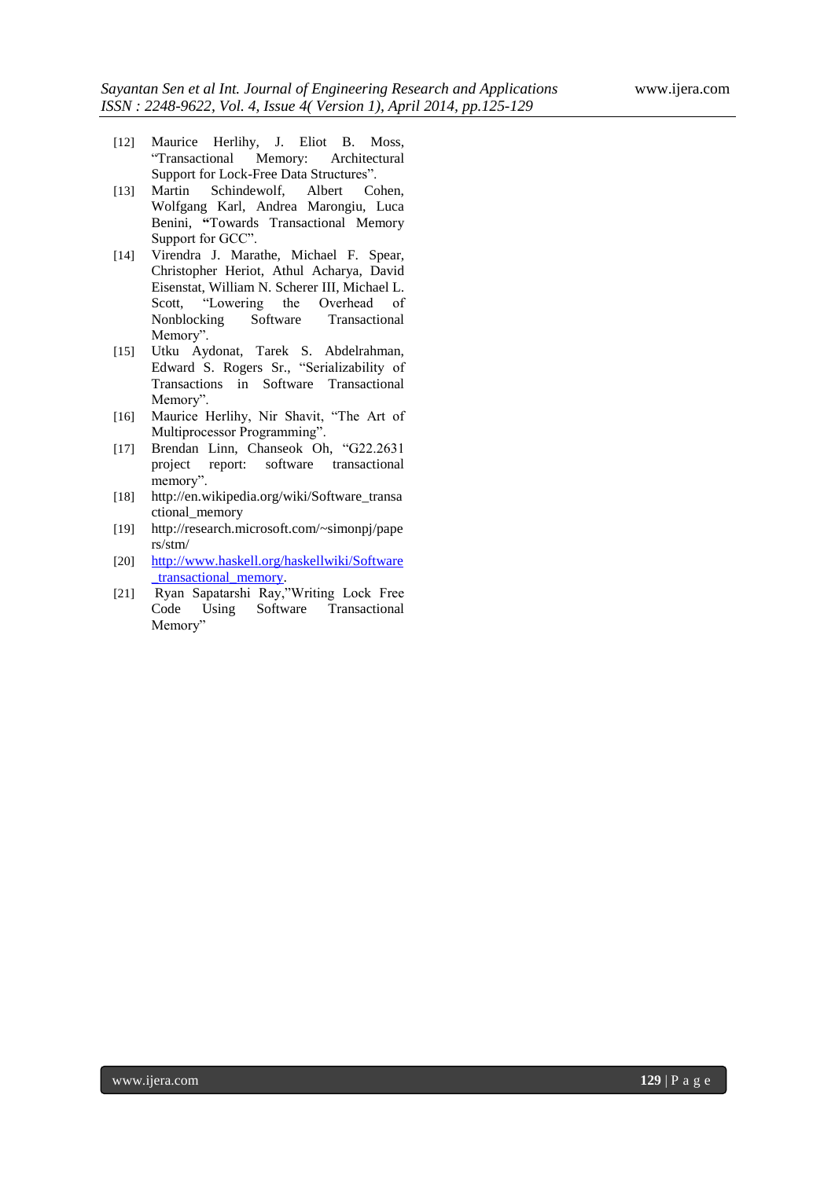[12] Maurice Herlihy, J. Eliot B. Moss, "Transactional Memory: Architectural Support for Lock-Free Data Structures".

[13] Martin Schindewolf, Albert Cohen, Wolfgang Karl, Andrea Marongiu, Luca Benini, **"**Towards Transactional Memory Support for GCC".

[14] Virendra J. Marathe, Michael F. Spear, Christopher Heriot, Athul Acharya, David Eisenstat, William N. Scherer III, Michael L. Scott, "Lowering the Overhead of Nonblocking Software Transactional Memory".

[15] Utku Aydonat, Tarek S. Abdelrahman, Edward S. Rogers Sr., "Serializability of Transactions in Software Transactional Memory".

[16] Maurice Herlihy, Nir Shavit, "The Art of Multiprocessor Programming".

[17] Brendan Linn, Chanseok Oh, "G22.2631 project report: software transactional memory".

[18] http://en.wikipedia.org/wiki/Software_transactional_memory

[19] http://research.microsoft.com/~simonpj/papers/stm/

[20] http://www.haskell.org/haskellwiki/Software_transactional_memory.

[21] Ryan Sapatarshi Ray,"Writing Lock Free Code Using Software Transactional Memory"